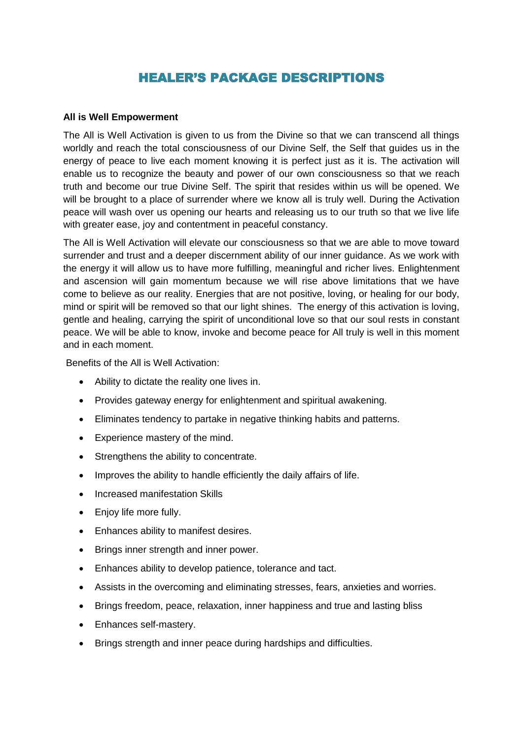# HEALER'S PACKAGE DESCRIPTIONS

**All is Well Empowerment**

The All is Well Activation is given to us from the Divine so that we can transcend all things worldly and reach the total consciousness of our Divine Self, the Self that guides us in the energy of peace to live each moment knowing it is perfect just as it is. The activation will enable us to recognize the beauty and power of our own consciousness so that we reach truth and become our true Divine Self. The spirit that resides within us will be opened. We will be brought to a place of surrender where we know all is truly well. During the Activation peace will wash over us opening our hearts and releasing us to our truth so that we live life with greater ease, joy and contentment in peaceful constancy.

The All is Well Activation will elevate our consciousness so that we are able to move toward surrender and trust and a deeper discernment ability of our inner guidance. As we work with the energy it will allow us to have more fulfilling, meaningful and richer lives. Enlightenment and ascension will gain momentum because we will rise above limitations that we have come to believe as our reality. Energies that are not positive, loving, or healing for our body, mind or spirit will be removed so that our light shines. The energy of this activation is loving, gentle and healing, carrying the spirit of unconditional love so that our soul rests in constant peace. We will be able to know, invoke and become peace for All truly is well in this moment and in each moment.

Benefits of the All is Well Activation:

- Ability to dictate the reality one lives in.
- Provides gateway energy for enlightenment and spiritual awakening.
- Eliminates tendency to partake in negative thinking habits and patterns.
- Experience mastery of the mind.
- Strengthens the ability to concentrate.
- Improves the ability to handle efficiently the daily affairs of life.
- Increased manifestation Skills
- Enjoy life more fully.
- Enhances ability to manifest desires.
- Brings inner strength and inner power.
- Enhances ability to develop patience, tolerance and tact.
- Assists in the overcoming and eliminating stresses, fears, anxieties and worries.
- Brings freedom, peace, relaxation, inner happiness and true and lasting bliss
- Enhances self-mastery.
- Brings strength and inner peace during hardships and difficulties.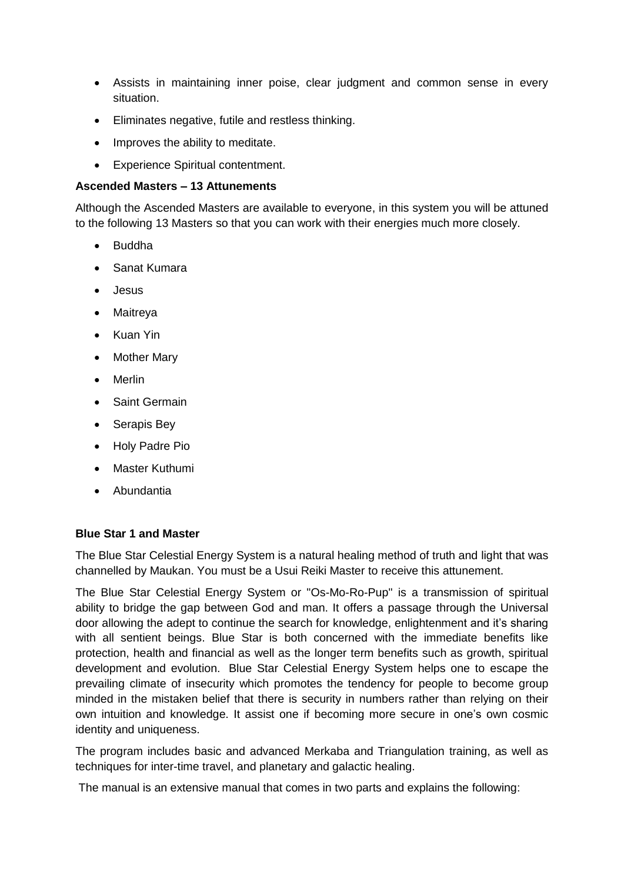- Assists in maintaining inner poise, clear judgment and common sense in every situation.
- Eliminates negative, futile and restless thinking.
- Improves the ability to meditate.
- Experience Spiritual contentment.

**Ascended Masters – 13 Attunements**

Although the Ascended Masters are available to everyone, in this system you will be attuned to the following 13 Masters so that you can work with their energies much more closely.

- Buddha
- Sanat Kumara
- Jesus
- Maitreya
- Kuan Yin
- Mother Mary
- Merlin
- Saint Germain
- Serapis Bey
- Holy Padre Pio
- Master Kuthumi
- Abundantia

**Blue Star 1 and Master**

The Blue Star Celestial Energy System is a natural healing method of truth and light that was channelled by Maukan. You must be a Usui Reiki Master to receive this attunement.

The Blue Star Celestial Energy System or "Os-Mo-Ro-Pup" is a transmission of spiritual ability to bridge the gap between God and man. It offers a passage through the Universal door allowing the adept to continue the search for knowledge, enlightenment and it's sharing with all sentient beings. Blue Star is both concerned with the immediate benefits like protection, health and financial as well as the longer term benefits such as growth, spiritual development and evolution. Blue Star Celestial Energy System helps one to escape the prevailing climate of insecurity which promotes the tendency for people to become group minded in the mistaken belief that there is security in numbers rather than relying on their own intuition and knowledge. It assist one if becoming more secure in one's own cosmic identity and uniqueness.

The program includes basic and advanced Merkaba and Triangulation training, as well as techniques for inter-time travel, and planetary and galactic healing.

The manual is an extensive manual that comes in two parts and explains the following: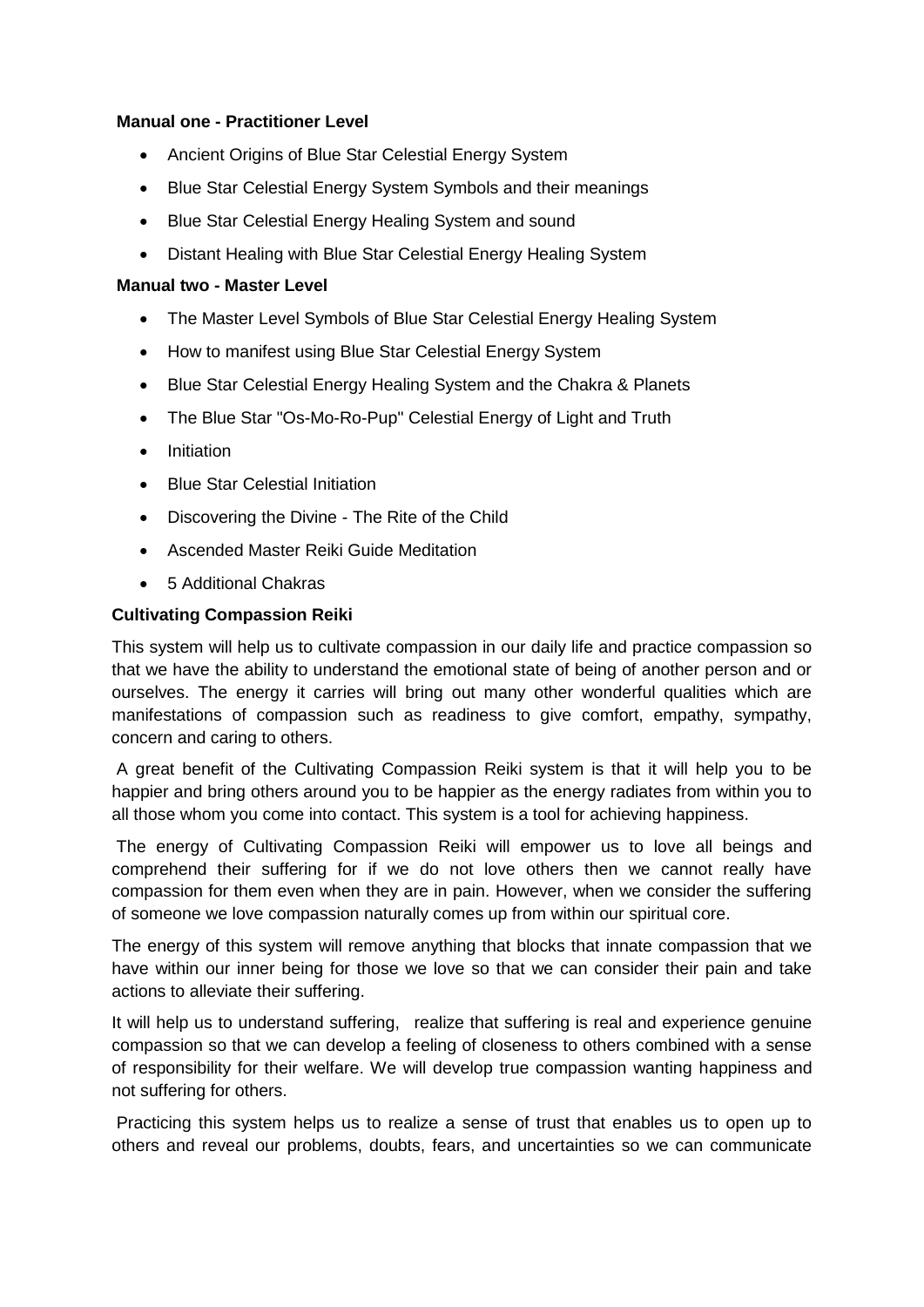**Manual one - Practitioner Level**

- Ancient Origins of Blue Star Celestial Energy System
- Blue Star Celestial Energy System Symbols and their meanings
- Blue Star Celestial Energy Healing System and sound
- Distant Healing with Blue Star Celestial Energy Healing System

**Manual two - Master Level**

- The Master Level Symbols of Blue Star Celestial Energy Healing System
- How to manifest using Blue Star Celestial Energy System
- Blue Star Celestial Energy Healing System and the Chakra & Planets
- The Blue Star "Os-Mo-Ro-Pup" Celestial Energy of Light and Truth
- Initiation
- Blue Star Celestial Initiation
- Discovering the Divine - The Rite of the Child
- Ascended Master Reiki Guide Meditation
- 5 Additional Chakras

**Cultivating Compassion Reiki**

This system will help us to cultivate compassion in our daily life and practice compassion so that we have the ability to understand the emotional state of being of another person and or ourselves. The energy it carries will bring out many other wonderful qualities which are manifestations of compassion such as readiness to give comfort, empathy, sympathy, concern and caring to others.

A great benefit of the Cultivating Compassion Reiki system is that it will help you to be happier and bring others around you to be happier as the energy radiates from within you to all those whom you come into contact. This system is a tool for achieving happiness.

The energy of Cultivating Compassion Reiki will empower us to love all beings and comprehend their suffering for if we do not love others then we cannot really have compassion for them even when they are in pain. However, when we consider the suffering of someone we love compassion naturally comes up from within our spiritual core.

The energy of this system will remove anything that blocks that innate compassion that we have within our inner being for those we love so that we can consider their pain and take actions to alleviate their suffering.

It will help us to understand suffering, realize that suffering is real and experience genuine compassion so that we can develop a feeling of closeness to others combined with a sense of responsibility for their welfare. We will develop true compassion wanting happiness and not suffering for others.

Practicing this system helps us to realize a sense of trust that enables us to open up to others and reveal our problems, doubts, fears, and uncertainties so we can communicate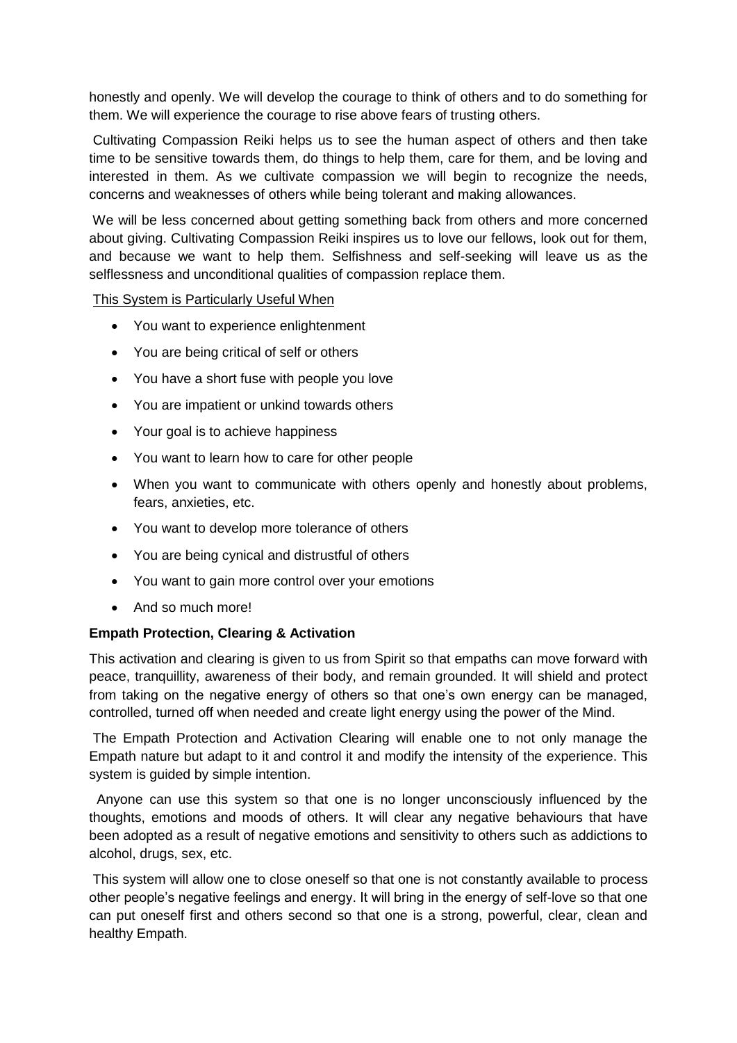honestly and openly. We will develop the courage to think of others and to do something for them. We will experience the courage to rise above fears of trusting others.

Cultivating Compassion Reiki helps us to see the human aspect of others and then take time to be sensitive towards them, do things to help them, care for them, and be loving and interested in them. As we cultivate compassion we will begin to recognize the needs, concerns and weaknesses of others while being tolerant and making allowances.

We will be less concerned about getting something back from others and more concerned about giving. Cultivating Compassion Reiki inspires us to love our fellows, look out for them, and because we want to help them. Selfishness and self-seeking will leave us as the selflessness and unconditional qualities of compassion replace them.

<u>This System is Particularly Useful When</u>

- You want to experience enlightenment
- You are being critical of self or others
- You have a short fuse with people you love
- You are impatient or unkind towards others
- Your goal is to achieve happiness
- You want to learn how to care for other people
- When you want to communicate with others openly and honestly about problems, fears, anxieties, etc.
- You want to develop more tolerance of others
- You are being cynical and distrustful of others
- You want to gain more control over your emotions
- And so much more!

**Empath Protection, Clearing & Activation**

This activation and clearing is given to us from Spirit so that empaths can move forward with peace, tranquillity, awareness of their body, and remain grounded. It will shield and protect from taking on the negative energy of others so that one's own energy can be managed, controlled, turned off when needed and create light energy using the power of the Mind.

The Empath Protection and Activation Clearing will enable one to not only manage the Empath nature but adapt to it and control it and modify the intensity of the experience. This system is guided by simple intention.

Anyone can use this system so that one is no longer unconsciously influenced by the thoughts, emotions and moods of others. It will clear any negative behaviours that have been adopted as a result of negative emotions and sensitivity to others such as addictions to alcohol, drugs, sex, etc.

This system will allow one to close oneself so that one is not constantly available to process other people's negative feelings and energy. It will bring in the energy of self-love so that one can put oneself first and others second so that one is a strong, powerful, clear, clean and healthy Empath.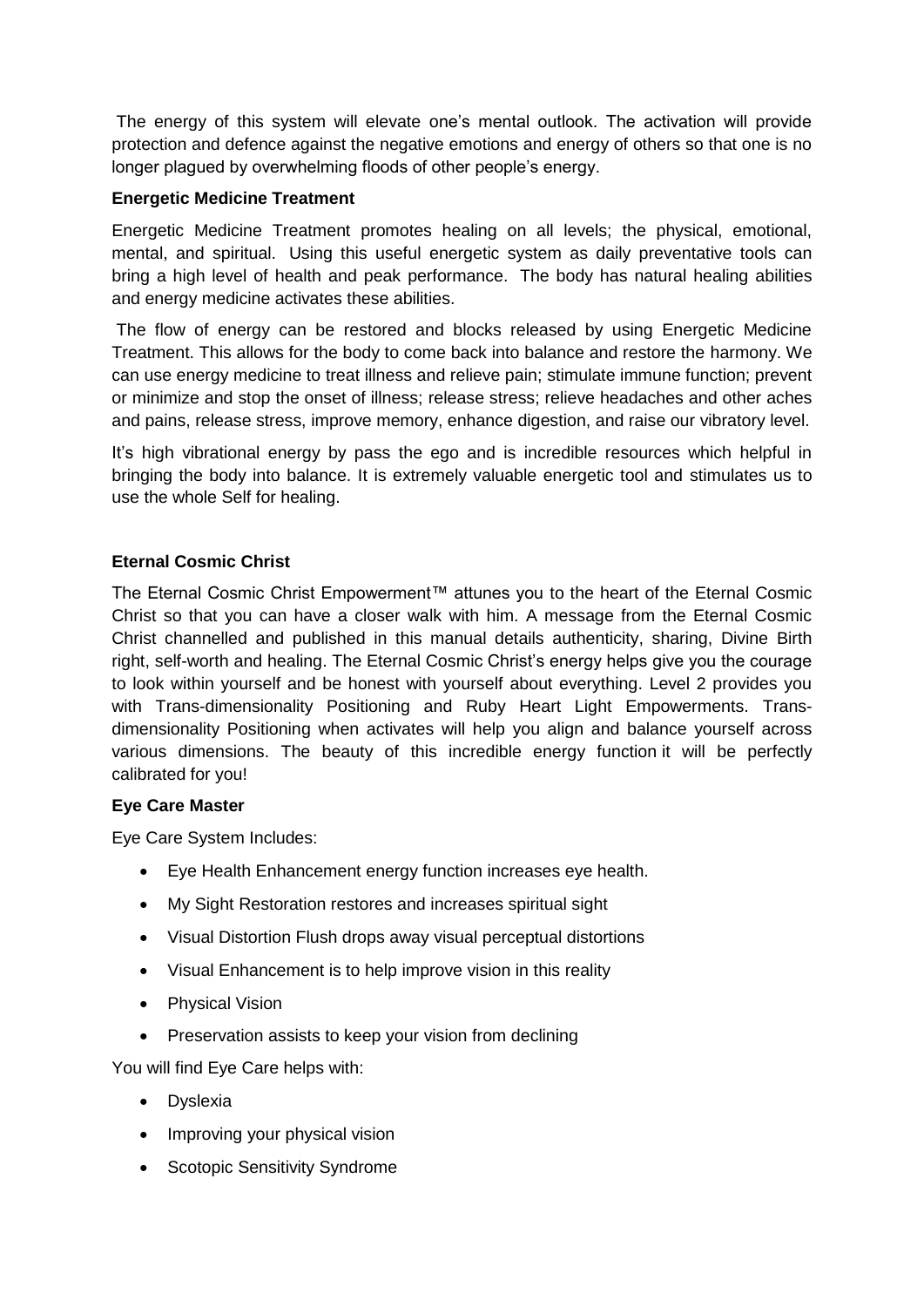The energy of this system will elevate one's mental outlook. The activation will provide protection and defence against the negative emotions and energy of others so that one is no longer plagued by overwhelming floods of other people's energy.

**Energetic Medicine Treatment**

Energetic Medicine Treatment promotes healing on all levels; the physical, emotional, mental, and spiritual. Using this useful energetic system as daily preventative tools can bring a high level of health and peak performance. The body has natural healing abilities and energy medicine activates these abilities.

The flow of energy can be restored and blocks released by using Energetic Medicine Treatment. This allows for the body to come back into balance and restore the harmony. We can use energy medicine to treat illness and relieve pain; stimulate immune function; prevent or minimize and stop the onset of illness; release stress; relieve headaches and other aches and pains, release stress, improve memory, enhance digestion, and raise our vibratory level.

It's high vibrational energy by pass the ego and is incredible resources which helpful in bringing the body into balance. It is extremely valuable energetic tool and stimulates us to use the whole Self for healing.

**Eternal Cosmic Christ**

The Eternal Cosmic Christ Empowerment™ attunes you to the heart of the Eternal Cosmic Christ so that you can have a closer walk with him. A message from the Eternal Cosmic Christ channelled and published in this manual details authenticity, sharing, Divine Birth right, self-worth and healing. The Eternal Cosmic Christ's energy helps give you the courage to look within yourself and be honest with yourself about everything. Level 2 provides you with Trans-dimensionality Positioning and Ruby Heart Light Empowerments. Trans-dimensionality Positioning when activates will help you align and balance yourself across various dimensions. The beauty of this incredible energy function it will be perfectly calibrated for you!

**Eye Care Master**

Eye Care System Includes:

- Eye Health Enhancement energy function increases eye health.
- My Sight Restoration restores and increases spiritual sight
- Visual Distortion Flush drops away visual perceptual distortions
- Visual Enhancement is to help improve vision in this reality
- Physical Vision
- Preservation assists to keep your vision from declining

You will find Eye Care helps with:

- Dyslexia
- Improving your physical vision
- Scotopic Sensitivity Syndrome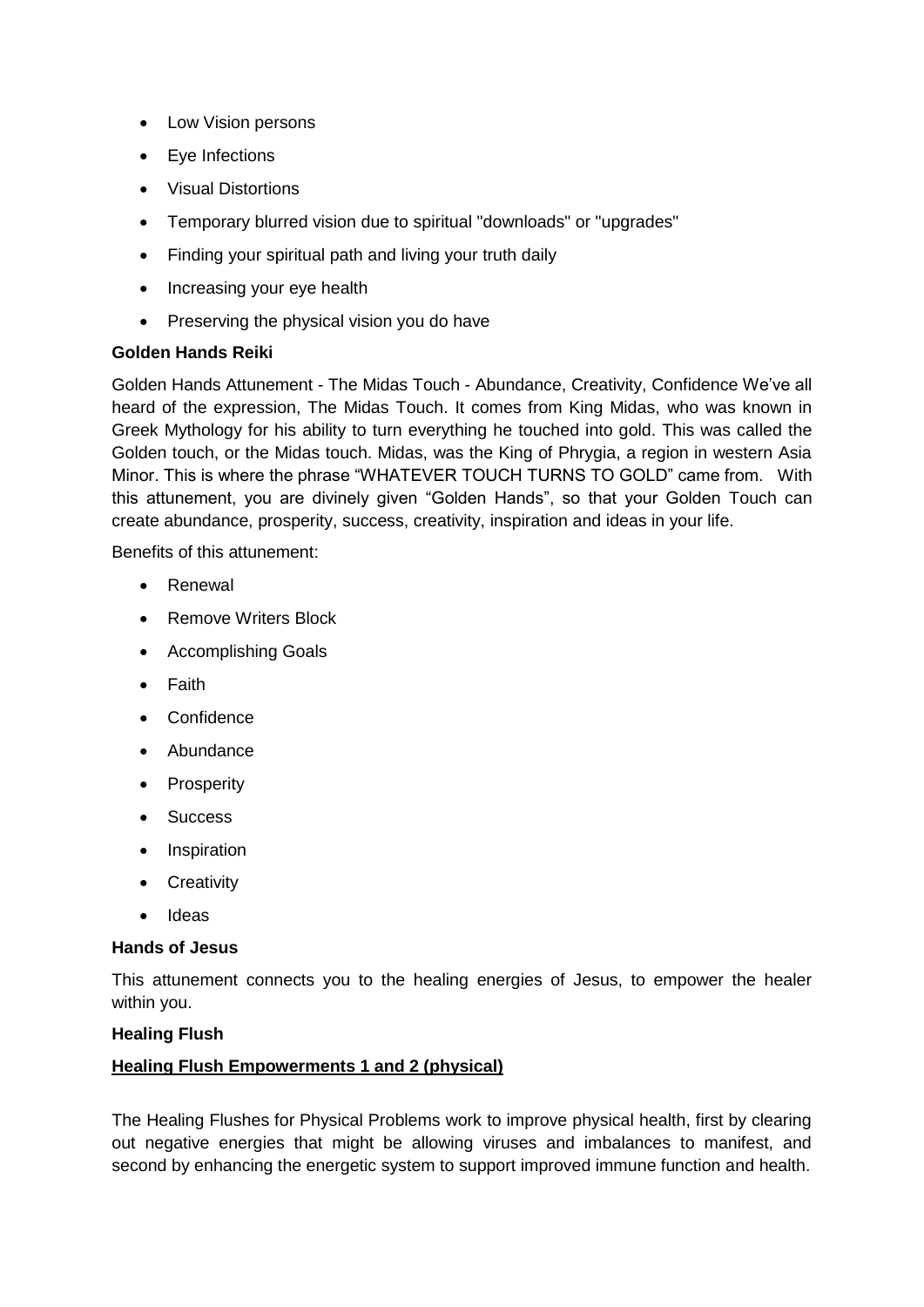- Low Vision persons
- Eye Infections
- Visual Distortions
- Temporary blurred vision due to spiritual "downloads" or "upgrades"
- Finding your spiritual path and living your truth daily
- Increasing your eye health
- Preserving the physical vision you do have

**Golden Hands Reiki**

Golden Hands Attunement - The Midas Touch - Abundance, Creativity, Confidence We've all heard of the expression, The Midas Touch. It comes from King Midas, who was known in Greek Mythology for his ability to turn everything he touched into gold. This was called the Golden touch, or the Midas touch. Midas, was the King of Phrygia, a region in western Asia Minor. This is where the phrase "WHATEVER TOUCH TURNS TO GOLD" came from. With this attunement, you are divinely given "Golden Hands", so that your Golden Touch can create abundance, prosperity, success, creativity, inspiration and ideas in your life.

Benefits of this attunement:

- Renewal
- Remove Writers Block
- Accomplishing Goals
- Faith
- Confidence
- Abundance
- Prosperity
- Success
- Inspiration
- Creativity
- Ideas

**Hands of Jesus**

This attunement connects you to the healing energies of Jesus, to empower the healer within you.

**Healing Flush**

**Healing Flush Empowerments 1 and 2 (physical)**

The Healing Flushes for Physical Problems work to improve physical health, first by clearing out negative energies that might be allowing viruses and imbalances to manifest, and second by enhancing the energetic system to support improved immune function and health.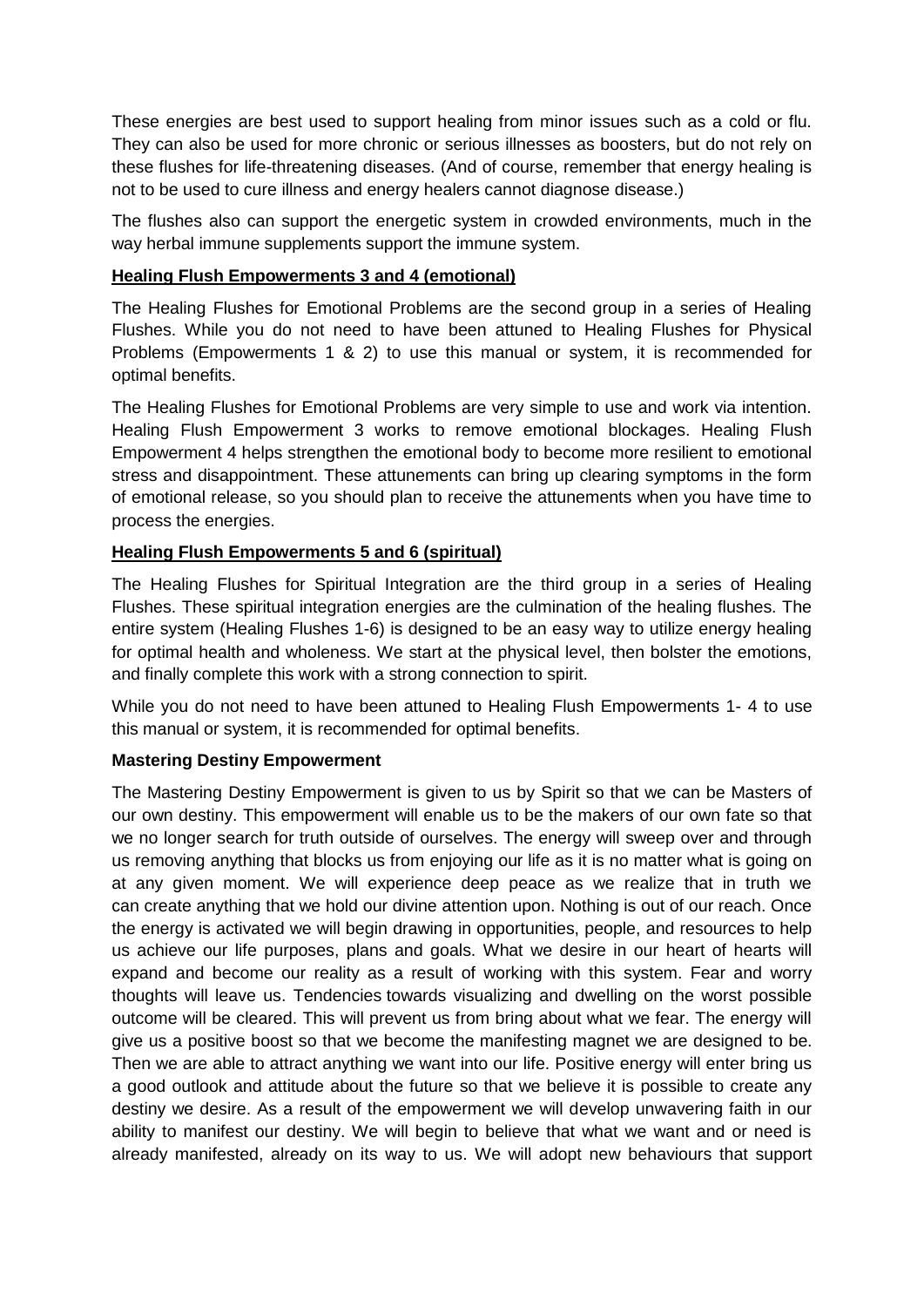These energies are best used to support healing from minor issues such as a cold or flu. They can also be used for more chronic or serious illnesses as boosters, but do not rely on these flushes for life-threatening diseases. (And of course, remember that energy healing is not to be used to cure illness and energy healers cannot diagnose disease.)

The flushes also can support the energetic system in crowded environments, much in the way herbal immune supplements support the immune system.

**Healing Flush Empowerments 3 and 4 (emotional)**

The Healing Flushes for Emotional Problems are the second group in a series of Healing Flushes. While you do not need to have been attuned to Healing Flushes for Physical Problems (Empowerments 1 & 2) to use this manual or system, it is recommended for optimal benefits.

The Healing Flushes for Emotional Problems are very simple to use and work via intention. Healing Flush Empowerment 3 works to remove emotional blockages. Healing Flush Empowerment 4 helps strengthen the emotional body to become more resilient to emotional stress and disappointment. These attunements can bring up clearing symptoms in the form of emotional release, so you should plan to receive the attunements when you have time to process the energies.

**Healing Flush Empowerments 5 and 6 (spiritual)**

The Healing Flushes for Spiritual Integration are the third group in a series of Healing Flushes. These spiritual integration energies are the culmination of the healing flushes. The entire system (Healing Flushes 1-6) is designed to be an easy way to utilize energy healing for optimal health and wholeness. We start at the physical level, then bolster the emotions, and finally complete this work with a strong connection to spirit.

While you do not need to have been attuned to Healing Flush Empowerments 1- 4 to use this manual or system, it is recommended for optimal benefits.

**Mastering Destiny Empowerment**

The Mastering Destiny Empowerment is given to us by Spirit so that we can be Masters of our own destiny. This empowerment will enable us to be the makers of our own fate so that we no longer search for truth outside of ourselves. The energy will sweep over and through us removing anything that blocks us from enjoying our life as it is no matter what is going on at any given moment. We will experience deep peace as we realize that in truth we can create anything that we hold our divine attention upon. Nothing is out of our reach. Once the energy is activated we will begin drawing in opportunities, people, and resources to help us achieve our life purposes, plans and goals. What we desire in our heart of hearts will expand and become our reality as a result of working with this system. Fear and worry thoughts will leave us. Tendencies towards visualizing and dwelling on the worst possible outcome will be cleared. This will prevent us from bring about what we fear. The energy will give us a positive boost so that we become the manifesting magnet we are designed to be. Then we are able to attract anything we want into our life. Positive energy will enter bring us a good outlook and attitude about the future so that we believe it is possible to create any destiny we desire. As a result of the empowerment we will develop unwavering faith in our ability to manifest our destiny. We will begin to believe that what we want and or need is already manifested, already on its way to us. We will adopt new behaviours that support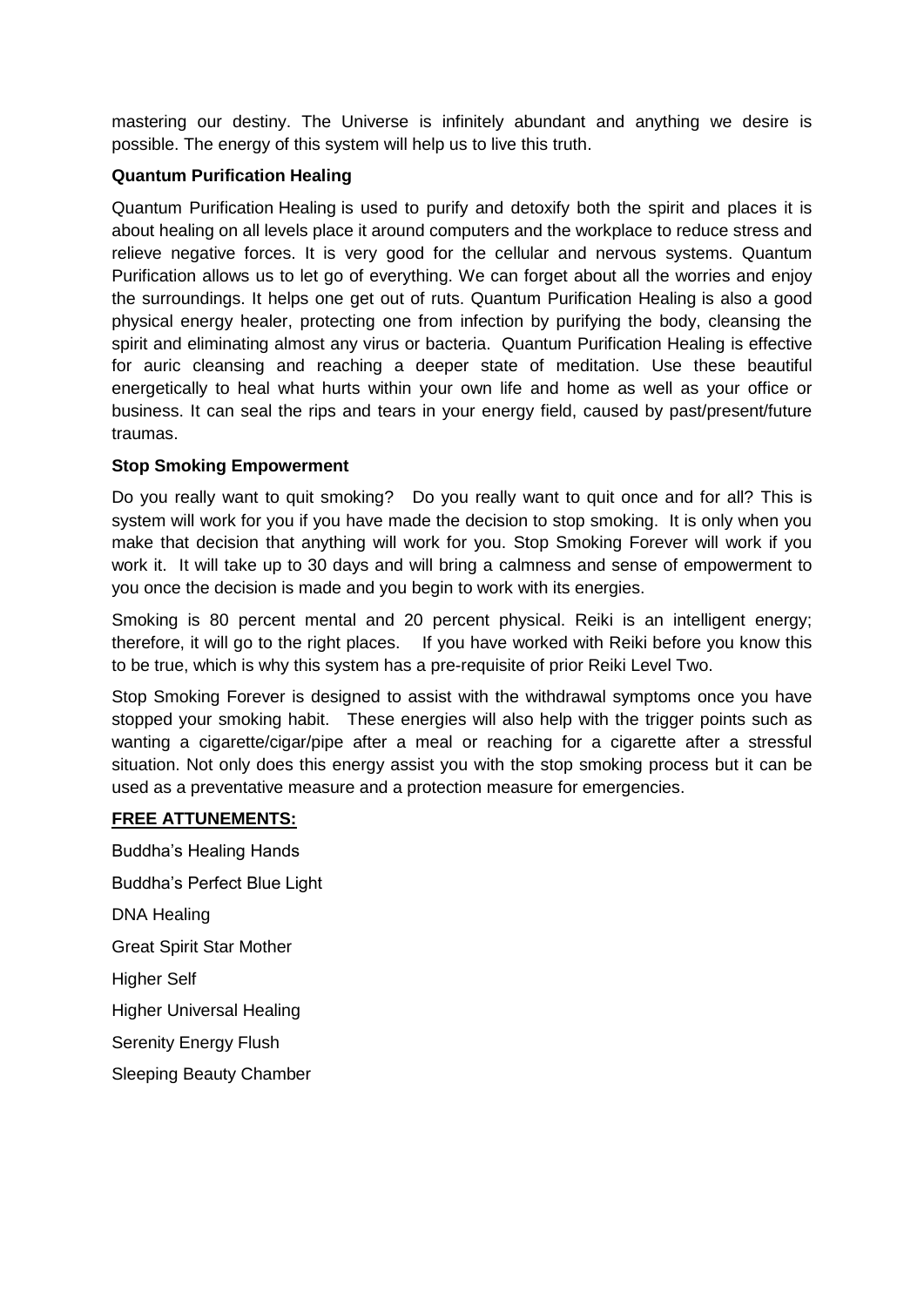mastering our destiny. The Universe is infinitely abundant and anything we desire is possible. The energy of this system will help us to live this truth.

**Quantum Purification Healing**

Quantum Purification Healing is used to purify and detoxify both the spirit and places it is about healing on all levels place it around computers and the workplace to reduce stress and relieve negative forces. It is very good for the cellular and nervous systems. Quantum Purification allows us to let go of everything. We can forget about all the worries and enjoy the surroundings. It helps one get out of ruts. Quantum Purification Healing is also a good physical energy healer, protecting one from infection by purifying the body, cleansing the spirit and eliminating almost any virus or bacteria. Quantum Purification Healing is effective for auric cleansing and reaching a deeper state of meditation. Use these beautiful energetically to heal what hurts within your own life and home as well as your office or business. It can seal the rips and tears in your energy field, caused by past/present/future traumas.

**Stop Smoking Empowerment**

Do you really want to quit smoking? Do you really want to quit once and for all? This is system will work for you if you have made the decision to stop smoking. It is only when you make that decision that anything will work for you. Stop Smoking Forever will work if you work it. It will take up to 30 days and will bring a calmness and sense of empowerment to you once the decision is made and you begin to work with its energies.

Smoking is 80 percent mental and 20 percent physical. Reiki is an intelligent energy; therefore, it will go to the right places. If you have worked with Reiki before you know this to be true, which is why this system has a pre-requisite of prior Reiki Level Two.

Stop Smoking Forever is designed to assist with the withdrawal symptoms once you have stopped your smoking habit. These energies will also help with the trigger points such as wanting a cigarette/cigar/pipe after a meal or reaching for a cigarette after a stressful situation. Not only does this energy assist you with the stop smoking process but it can be used as a preventative measure and a protection measure for emergencies.

**FREE ATTUNEMENTS:**

Buddha's Healing Hands

Buddha's Perfect Blue Light

DNA Healing

Great Spirit Star Mother

Higher Self

Higher Universal Healing

Serenity Energy Flush

Sleeping Beauty Chamber